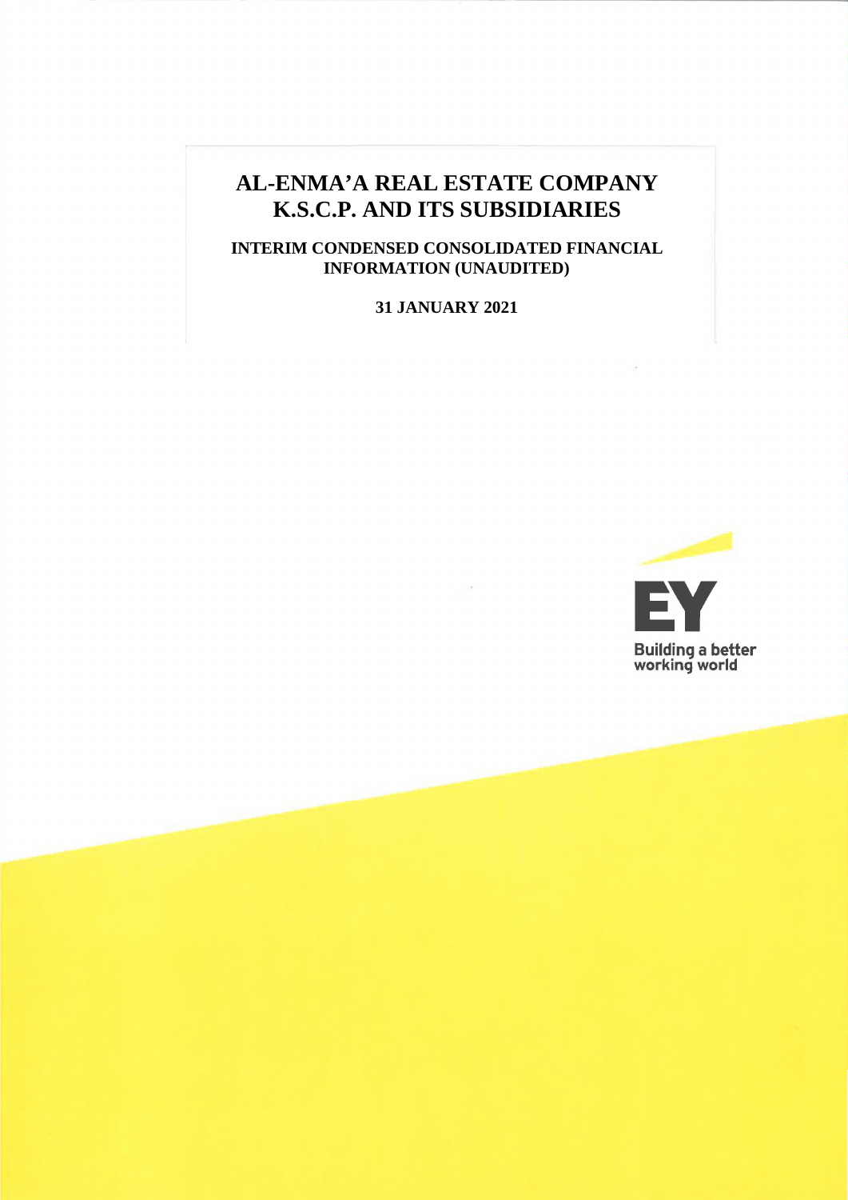# AL-ENMA'A REAL ESTATE COMPANY K.S.C.P. AND ITS SUBSIDIARIES

## INTERIM CONDENSED CONSOLIDATED FINANCIAL INFORMATION (UNAUDITED)

**31 JANUARY 2021**

EY

Building a better working world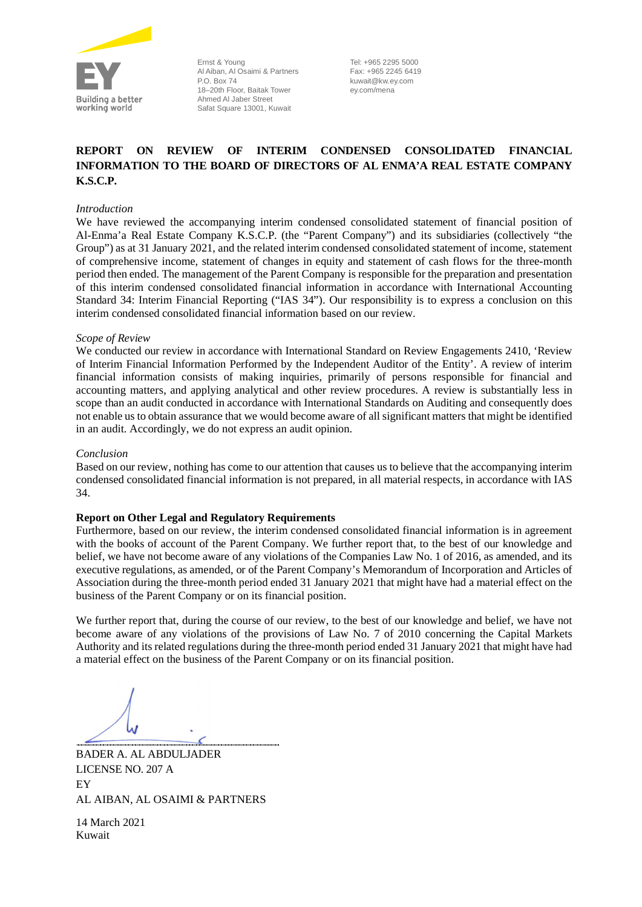Ernst & Young
Al Aiban, Al Osaimi & Partners
P.O. Box 74
18–20th Floor, Baitak Tower
Ahmed Al Jaber Street
Safat Square 13001, Kuwait

Tel: +965 2295 5000
Fax: +965 2245 6419
kuwait@kw.ey.com
ey.com/mena

# REPORT ON REVIEW OF INTERIM CONDENSED CONSOLIDATED FINANCIAL INFORMATION TO THE BOARD OF DIRECTORS OF AL ENMA'A REAL ESTATE COMPANY K.S.C.P.

*Introduction*

We have reviewed the accompanying interim condensed consolidated statement of financial position of Al-Enma'a Real Estate Company K.S.C.P. (the "Parent Company") and its subsidiaries (collectively "the Group") as at 31 January 2021, and the related interim condensed consolidated statement of income, statement of comprehensive income, statement of changes in equity and statement of cash flows for the three-month period then ended. The management of the Parent Company is responsible for the preparation and presentation of this interim condensed consolidated financial information in accordance with International Accounting Standard 34: Interim Financial Reporting ("IAS 34"). Our responsibility is to express a conclusion on this interim condensed consolidated financial information based on our review.

*Scope of Review*

We conducted our review in accordance with International Standard on Review Engagements 2410, 'Review of Interim Financial Information Performed by the Independent Auditor of the Entity'. A review of interim financial information consists of making inquiries, primarily of persons responsible for financial and accounting matters, and applying analytical and other review procedures. A review is substantially less in scope than an audit conducted in accordance with International Standards on Auditing and consequently does not enable us to obtain assurance that we would become aware of all significant matters that might be identified in an audit. Accordingly, we do not express an audit opinion.

*Conclusion*

Based on our review, nothing has come to our attention that causes us to believe that the accompanying interim condensed consolidated financial information is not prepared, in all material respects, in accordance with IAS 34.

**Report on Other Legal and Regulatory Requirements**

Furthermore, based on our review, the interim condensed consolidated financial information is in agreement with the books of account of the Parent Company. We further report that, to the best of our knowledge and belief, we have not become aware of any violations of the Companies Law No. 1 of 2016, as amended, and its executive regulations, as amended, or of the Parent Company's Memorandum of Incorporation and Articles of Association during the three-month period ended 31 January 2021 that might have had a material effect on the business of the Parent Company or on its financial position.

We further report that, during the course of our review, to the best of our knowledge and belief, we have not become aware of any violations of the provisions of Law No. 7 of 2010 concerning the Capital Markets Authority and its related regulations during the three-month period ended 31 January 2021 that might have had a material effect on the business of the Parent Company or on its financial position.

BADER A. AL ABDULJADER
LICENSE NO. 207 A
EY
AL AIBAN, AL OSAIMI & PARTNERS

14 March 2021
Kuwait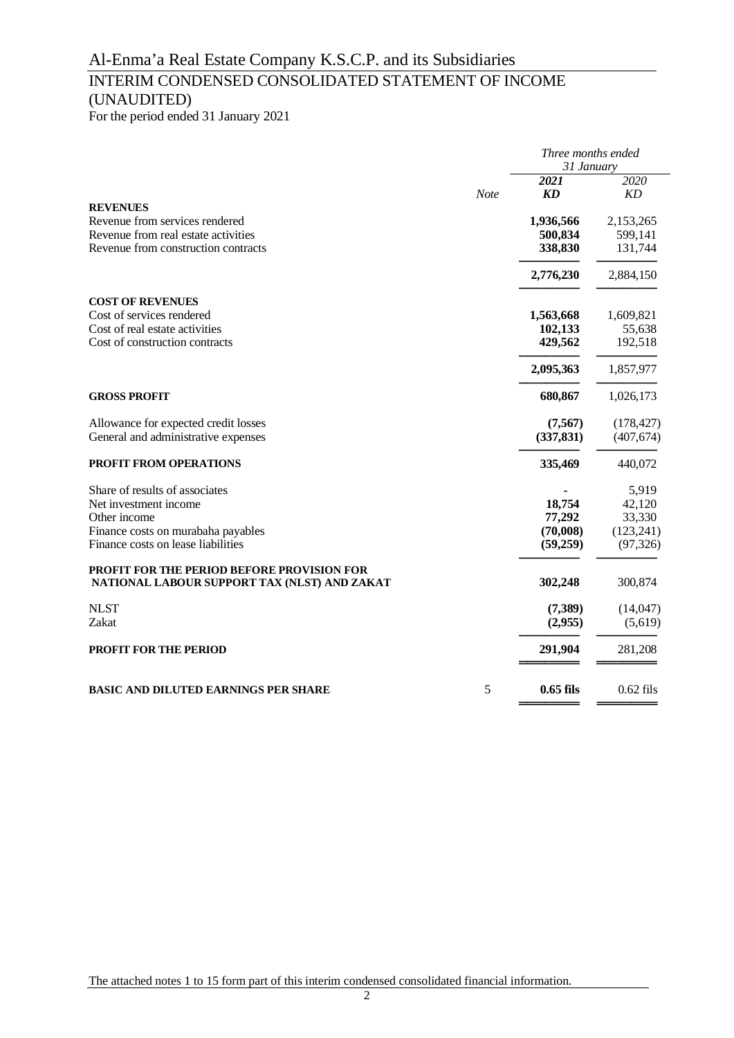# Al-Enma'a Real Estate Company K.S.C.P. and its Subsidiaries

## INTERIM CONDENSED CONSOLIDATED STATEMENT OF INCOME (UNAUDITED)

For the period ended 31 January 2021

| | Note | *Three months ended 31 January* | |
|---|---|---|---|
| | | ***2021*** | *2020* |
| | | ***KD*** | *KD* |
| **REVENUES** | | | |
| Revenue from services rendered | | **1,936,566** | 2,153,265 |
| Revenue from real estate activities | | **500,834** | 599,141 |
| Revenue from construction contracts | | **338,830** | 131,744 |
| | | **2,776,230** | 2,884,150 |
| **COST OF REVENUES** | | | |
| Cost of services rendered | | **1,563,668** | 1,609,821 |
| Cost of real estate activities | | **102,133** | 55,638 |
| Cost of construction contracts | | **429,562** | 192,518 |
| | | **2,095,363** | 1,857,977 |
| **GROSS PROFIT** | | **680,867** | 1,026,173 |
| Allowance for expected credit losses | | **(7,567)** | (178,427) |
| General and administrative expenses | | **(337,831)** | (407,674) |
| **PROFIT FROM OPERATIONS** | | **335,469** | 440,072 |
| Share of results of associates | | **-** | 5,919 |
| Net investment income | | **18,754** | 42,120 |
| Other income | | **77,292** | 33,330 |
| Finance costs on murabaha payables | | **(70,008)** | (123,241) |
| Finance costs on lease liabilities | | **(59,259)** | (97,326) |
| **PROFIT FOR THE PERIOD BEFORE PROVISION FOR NATIONAL LABOUR SUPPORT TAX (NLST) AND ZAKAT** | | **302,248** | 300,874 |
| NLST | | **(7,389)** | (14,047) |
| Zakat | | **(2,955)** | (5,619) |
| **PROFIT FOR THE PERIOD** | | **291,904** | 281,208 |
| **BASIC AND DILUTED EARNINGS PER SHARE** | 5 | **0.65 fils** | 0.62 fils |

The attached notes 1 to 15 form part of this interim condensed consolidated financial information.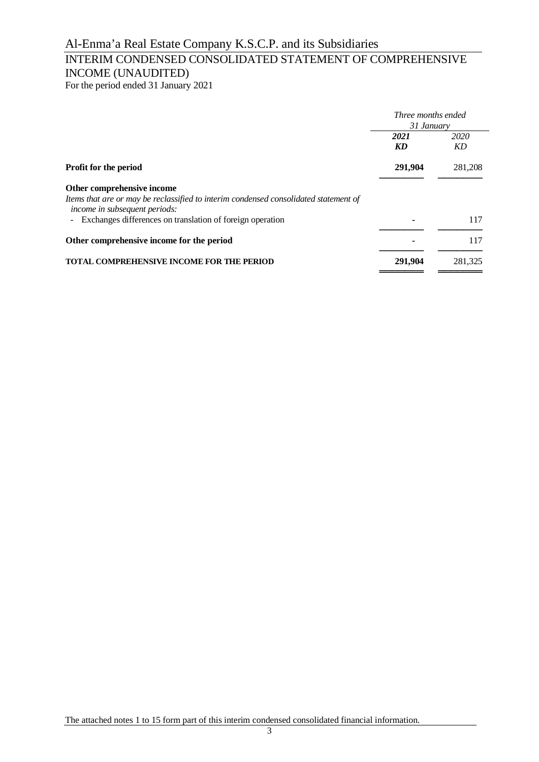# Al-Enma'a Real Estate Company K.S.C.P. and its Subsidiaries

## INTERIM CONDENSED CONSOLIDATED STATEMENT OF COMPREHENSIVE INCOME (UNAUDITED)

For the period ended 31 January 2021

| | *Three months ended 31 January* | |
|---|---|---|
| | ***2021*** | *2020* |
| | ***KD*** | *KD* |
| **Profit for the period** | **291,904** | 281,208 |
| **Other comprehensive income** | | |
| *Items that are or may be reclassified to interim condensed consolidated statement of income in subsequent periods:* | | |
| - Exchanges differences on translation of foreign operation | **-** | 117 |
| **Other comprehensive income for the period** | **-** | 117 |
| **TOTAL COMPREHENSIVE INCOME FOR THE PERIOD** | **291,904** | 281,325 |

The attached notes 1 to 15 form part of this interim condensed consolidated financial information.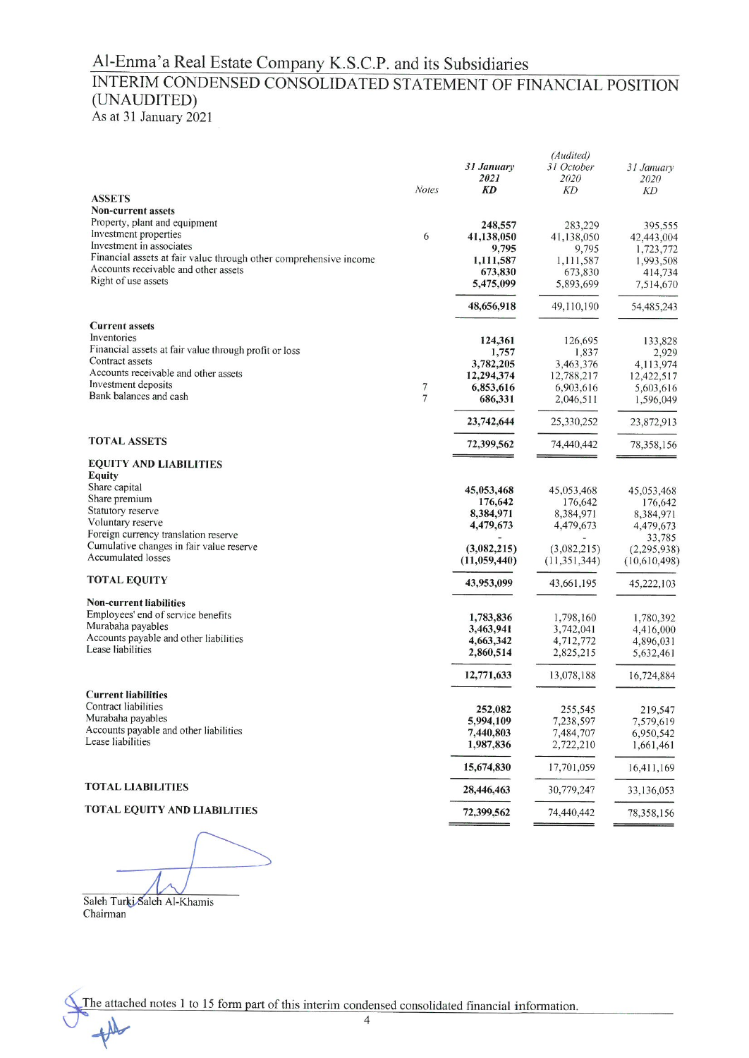# Al-Enma'a Real Estate Company K.S.C.P. and its Subsidiaries

## INTERIM CONDENSED CONSOLIDATED STATEMENT OF FINANCIAL POSITION (UNAUDITED)

As at 31 January 2021

| | Notes | 31 January 2021 KD | (Audited) 31 October 2020 KD | 31 January 2020 KD |
|---|---|---|---|---|
| **ASSETS** | | | | |
| **Non-current assets** | | | | |
| Property, plant and equipment | | **248,557** | 283,229 | 395,555 |
| Investment properties | 6 | **41,138,050** | 41,138,050 | 42,443,004 |
| Investment in associates | | **9,795** | 9,795 | 1,723,772 |
| Financial assets at fair value through other comprehensive income | | **1,111,587** | 1,111,587 | 1,993,508 |
| Accounts receivable and other assets | | **673,830** | 673,830 | 414,734 |
| Right of use assets | | **5,475,099** | 5,893,699 | 7,514,670 |
| | | **48,656,918** | 49,110,190 | 54,485,243 |
| **Current assets** | | | | |
| Inventories | | **124,361** | 126,695 | 133,828 |
| Financial assets at fair value through profit or loss | | **1,757** | 1,837 | 2,929 |
| Contract assets | | **3,782,205** | 3,463,376 | 4,113,974 |
| Accounts receivable and other assets | | **12,294,374** | 12,788,217 | 12,422,517 |
| Investment deposits | 7 | **6,853,616** | 6,903,616 | 5,603,616 |
| Bank balances and cash | 7 | **686,331** | 2,046,511 | 1,596,049 |
| | | **23,742,644** | 25,330,252 | 23,872,913 |
| **TOTAL ASSETS** | | **72,399,562** | 74,440,442 | 78,358,156 |
| **EQUITY AND LIABILITIES** | | | | |
| **Equity** | | | | |
| Share capital | | **45,053,468** | 45,053,468 | 45,053,468 |
| Share premium | | **176,642** | 176,642 | 176,642 |
| Statutory reserve | | **8,384,971** | 8,384,971 | 8,384,971 |
| Voluntary reserve | | **4,479,673** | 4,479,673 | 4,479,673 |
| Foreign currency translation reserve | | **-** | - | 33,785 |
| Cumulative changes in fair value reserve | | **(3,082,215)** | (3,082,215) | (2,295,938) |
| Accumulated losses | | **(11,059,440)** | (11,351,344) | (10,610,498) |
| **TOTAL EQUITY** | | **43,953,099** | 43,661,195 | 45,222,103 |
| **Non-current liabilities** | | | | |
| Employees' end of service benefits | | **1,783,836** | 1,798,160 | 1,780,392 |
| Murabaha payables | | **3,463,941** | 3,742,041 | 4,416,000 |
| Accounts payable and other liabilities | | **4,663,342** | 4,712,772 | 4,896,031 |
| Lease liabilities | | **2,860,514** | 2,825,215 | 5,632,461 |
| | | **12,771,633** | 13,078,188 | 16,724,884 |
| **Current liabilities** | | | | |
| Contract liabilities | | **252,082** | 255,545 | 219,547 |
| Murabaha payables | | **5,994,109** | 7,238,597 | 7,579,619 |
| Accounts payable and other liabilities | | **7,440,803** | 7,484,707 | 6,950,542 |
| Lease liabilities | | **1,987,836** | 2,722,210 | 1,661,461 |
| | | **15,674,830** | 17,701,059 | 16,411,169 |
| **TOTAL LIABILITIES** | | **28,446,463** | 30,779,247 | 33,136,053 |
| **TOTAL EQUITY AND LIABILITIES** | | **72,399,562** | 74,440,442 | 78,358,156 |

Saleh Turki Saleh Al-Khamis
Chairman

The attached notes 1 to 15 form part of this interim condensed consolidated financial information.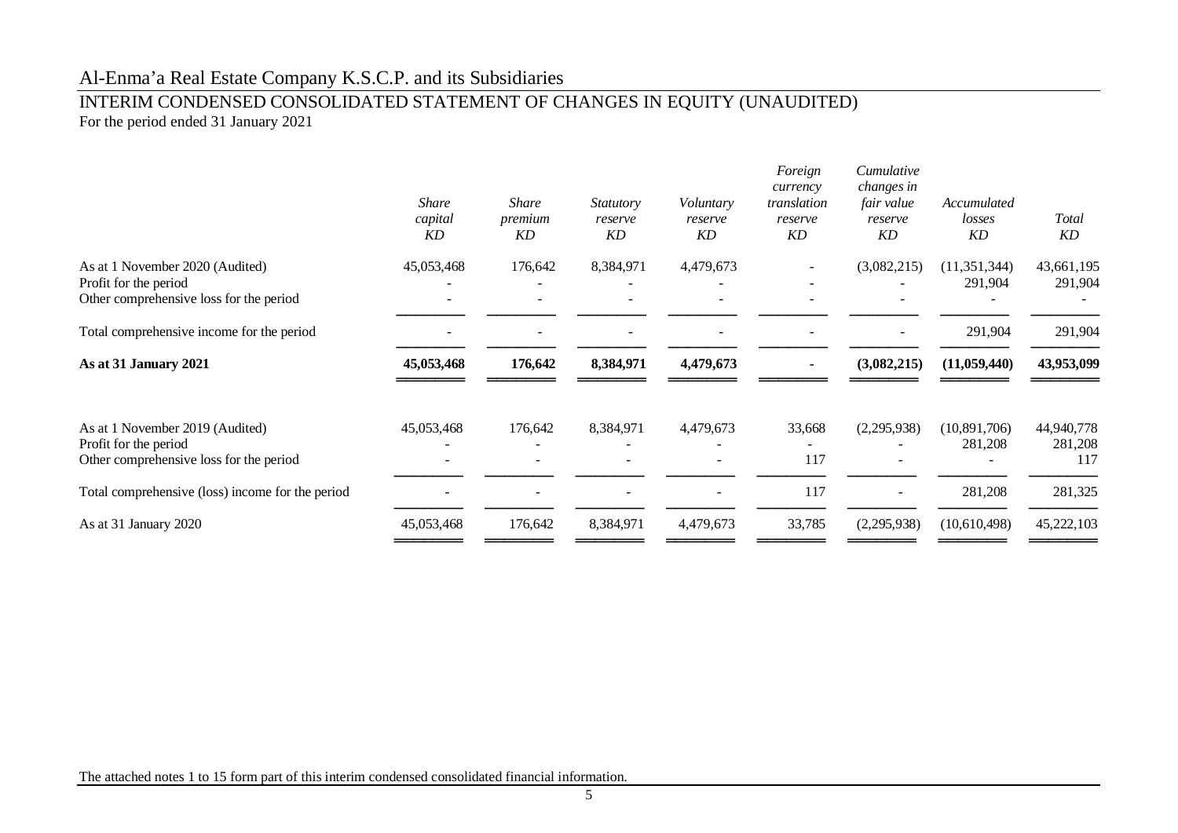# Al-Enma'a Real Estate Company K.S.C.P. and its Subsidiaries

## INTERIM CONDENSED CONSOLIDATED STATEMENT OF CHANGES IN EQUITY (UNAUDITED)

For the period ended 31 January 2021

| | *Share capital* *KD* | *Share premium* *KD* | *Statutory reserve* *KD* | *Voluntary reserve* *KD* | *Foreign currency translation reserve* *KD* | *Cumulative changes in fair value reserve* *KD* | *Accumulated losses* *KD* | *Total* *KD* |
|---|---|---|---|---|---|---|---|---|
| As at 1 November 2020 (Audited) | 45,053,468 | 176,642 | 8,384,971 | 4,479,673 | - | (3,082,215) | (11,351,344) | 43,661,195 |
| Profit for the period | - | - | - | - | - | - | 291,904 | 291,904 |
| Other comprehensive loss for the period | - | - | - | - | - | - | - | - |
| Total comprehensive income for the period | - | - | - | - | - | - | 291,904 | 291,904 |
| **As at 31 January 2021** | **45,053,468** | **176,642** | **8,384,971** | **4,479,673** | **-** | **(3,082,215)** | **(11,059,440)** | **43,953,099** |
| | | | | | | | | |
| As at 1 November 2019 (Audited) | 45,053,468 | 176,642 | 8,384,971 | 4,479,673 | 33,668 | (2,295,938) | (10,891,706) | 44,940,778 |
| Profit for the period | - | - | - | - | - | - | 281,208 | 281,208 |
| Other comprehensive loss for the period | - | - | - | - | 117 | - | - | 117 |
| Total comprehensive (loss) income for the period | - | - | - | - | 117 | - | 281,208 | 281,325 |
| As at 31 January 2020 | 45,053,468 | 176,642 | 8,384,971 | 4,479,673 | 33,785 | (2,295,938) | (10,610,498) | 45,222,103 |

The attached notes 1 to 15 form part of this interim condensed consolidated financial information.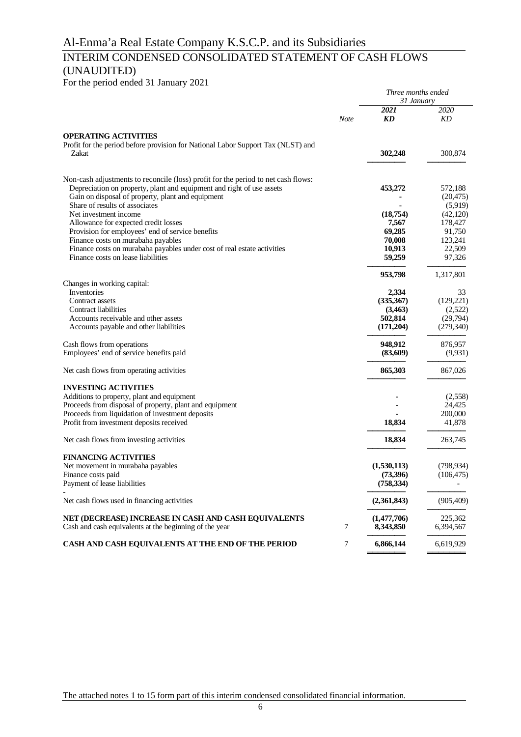# Al-Enma'a Real Estate Company K.S.C.P. and its Subsidiaries

## INTERIM CONDENSED CONSOLIDATED STATEMENT OF CASH FLOWS (UNAUDITED)

For the period ended 31 January 2021

| | Note | *Three months ended 31 January* 2021 KD | 2020 KD |
|---|---|---|---|
| **OPERATING ACTIVITIES** | | | |
| Profit for the period before provision for National Labor Support Tax (NLST) and Zakat | | **302,248** | 300,874 |
| Non-cash adjustments to reconcile (loss) profit for the period to net cash flows: | | | |
| Depreciation on property, plant and equipment and right of use assets | | **453,272** | 572,188 |
| Gain on disposal of property, plant and equipment | | **-** | (20,475) |
| Share of results of associates | | **-** | (5,919) |
| Net investment income | | **(18,754)** | (42,120) |
| Allowance for expected credit losses | | **7,567** | 178,427 |
| Provision for employees' end of service benefits | | **69,285** | 91,750 |
| Finance costs on murabaha payables | | **70,008** | 123,241 |
| Finance costs on murabaha payables under cost of real estate activities | | **10,913** | 22,509 |
| Finance costs on lease liabilities | | **59,259** | 97,326 |
| | | **953,798** | 1,317,801 |
| Changes in working capital: | | | |
| Inventories | | **2,334** | 33 |
| Contract assets | | **(335,367)** | (129,221) |
| Contract liabilities | | **(3,463)** | (2,522) |
| Accounts receivable and other assets | | **502,814** | (29,794) |
| Accounts payable and other liabilities | | **(171,204)** | (279,340) |
| Cash flows from operations | | **948,912** | 876,957 |
| Employees' end of service benefits paid | | **(83,609)** | (9,931) |
| Net cash flows from operating activities | | **865,303** | 867,026 |
| **INVESTING ACTIVITIES** | | | |
| Additions to property, plant and equipment | | **-** | (2,558) |
| Proceeds from disposal of property, plant and equipment | | **-** | 24,425 |
| Proceeds from liquidation of investment deposits | | **-** | 200,000 |
| Profit from investment deposits received | | **18,834** | 41,878 |
| Net cash flows from investing activities | | **18,834** | 263,745 |
| **FINANCING ACTIVITIES** | | | |
| Net movement in murabaha payables | | **(1,530,113)** | (798,934) |
| Finance costs paid | | **(73,396)** | (106,475) |
| Payment of lease liabilities | | **(758,334)** | - |
| Net cash flows used in financing activities | | **(2,361,843)** | (905,409) |
| **NET (DECREASE) INCREASE IN CASH AND CASH EQUIVALENTS** | | **(1,477,706)** | 225,362 |
| Cash and cash equivalents at the beginning of the year | 7 | **8,343,850** | 6,394,567 |
| **CASH AND CASH EQUIVALENTS AT THE END OF THE PERIOD** | 7 | **6,866,144** | 6,619,929 |

The attached notes 1 to 15 form part of this interim condensed consolidated financial information.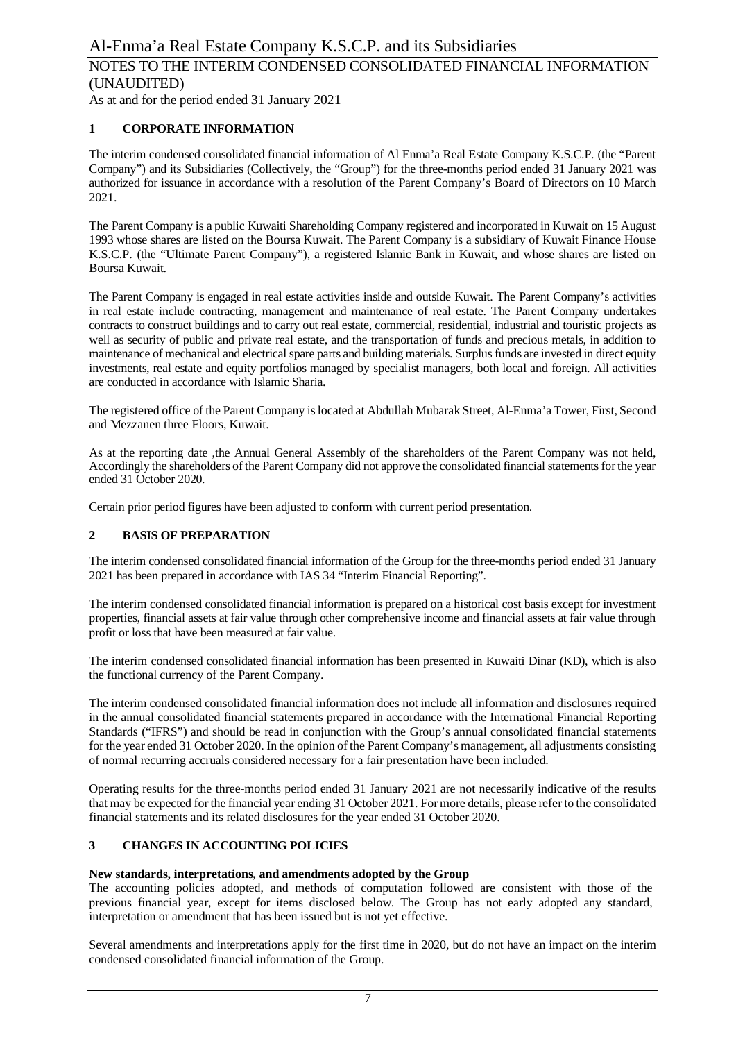## 1 CORPORATE INFORMATION

The interim condensed consolidated financial information of Al Enma'a Real Estate Company K.S.C.P. (the "Parent Company") and its Subsidiaries (Collectively, the "Group") for the three-months period ended 31 January 2021 was authorized for issuance in accordance with a resolution of the Parent Company's Board of Directors on 10 March 2021.

The Parent Company is a public Kuwaiti Shareholding Company registered and incorporated in Kuwait on 15 August 1993 whose shares are listed on the Boursa Kuwait. The Parent Company is a subsidiary of Kuwait Finance House K.S.C.P. (the "Ultimate Parent Company"), a registered Islamic Bank in Kuwait, and whose shares are listed on Boursa Kuwait.

The Parent Company is engaged in real estate activities inside and outside Kuwait. The Parent Company's activities in real estate include contracting, management and maintenance of real estate. The Parent Company undertakes contracts to construct buildings and to carry out real estate, commercial, residential, industrial and touristic projects as well as security of public and private real estate, and the transportation of funds and precious metals, in addition to maintenance of mechanical and electrical spare parts and building materials. Surplus funds are invested in direct equity investments, real estate and equity portfolios managed by specialist managers, both local and foreign. All activities are conducted in accordance with Islamic Sharia.

The registered office of the Parent Company is located at Abdullah Mubarak Street, Al-Enma'a Tower, First, Second and Mezzanen three Floors, Kuwait.

As at the reporting date ,the Annual General Assembly of the shareholders of the Parent Company was not held, Accordingly the shareholders of the Parent Company did not approve the consolidated financial statements for the year ended 31 October 2020.

Certain prior period figures have been adjusted to conform with current period presentation.

## 2 BASIS OF PREPARATION

The interim condensed consolidated financial information of the Group for the three-months period ended 31 January 2021 has been prepared in accordance with IAS 34 "Interim Financial Reporting".

The interim condensed consolidated financial information is prepared on a historical cost basis except for investment properties, financial assets at fair value through other comprehensive income and financial assets at fair value through profit or loss that have been measured at fair value.

The interim condensed consolidated financial information has been presented in Kuwaiti Dinar (KD), which is also the functional currency of the Parent Company.

The interim condensed consolidated financial information does not include all information and disclosures required in the annual consolidated financial statements prepared in accordance with the International Financial Reporting Standards ("IFRS") and should be read in conjunction with the Group's annual consolidated financial statements for the year ended 31 October 2020. In the opinion of the Parent Company's management, all adjustments consisting of normal recurring accruals considered necessary for a fair presentation have been included.

Operating results for the three-months period ended 31 January 2021 are not necessarily indicative of the results that may be expected for the financial year ending 31 October 2021. For more details, please refer to the consolidated financial statements and its related disclosures for the year ended 31 October 2020.

## 3 CHANGES IN ACCOUNTING POLICIES

**New standards, interpretations, and amendments adopted by the Group**

The accounting policies adopted, and methods of computation followed are consistent with those of the previous financial year, except for items disclosed below. The Group has not early adopted any standard, interpretation or amendment that has been issued but is not yet effective.

Several amendments and interpretations apply for the first time in 2020, but do not have an impact on the interim condensed consolidated financial information of the Group.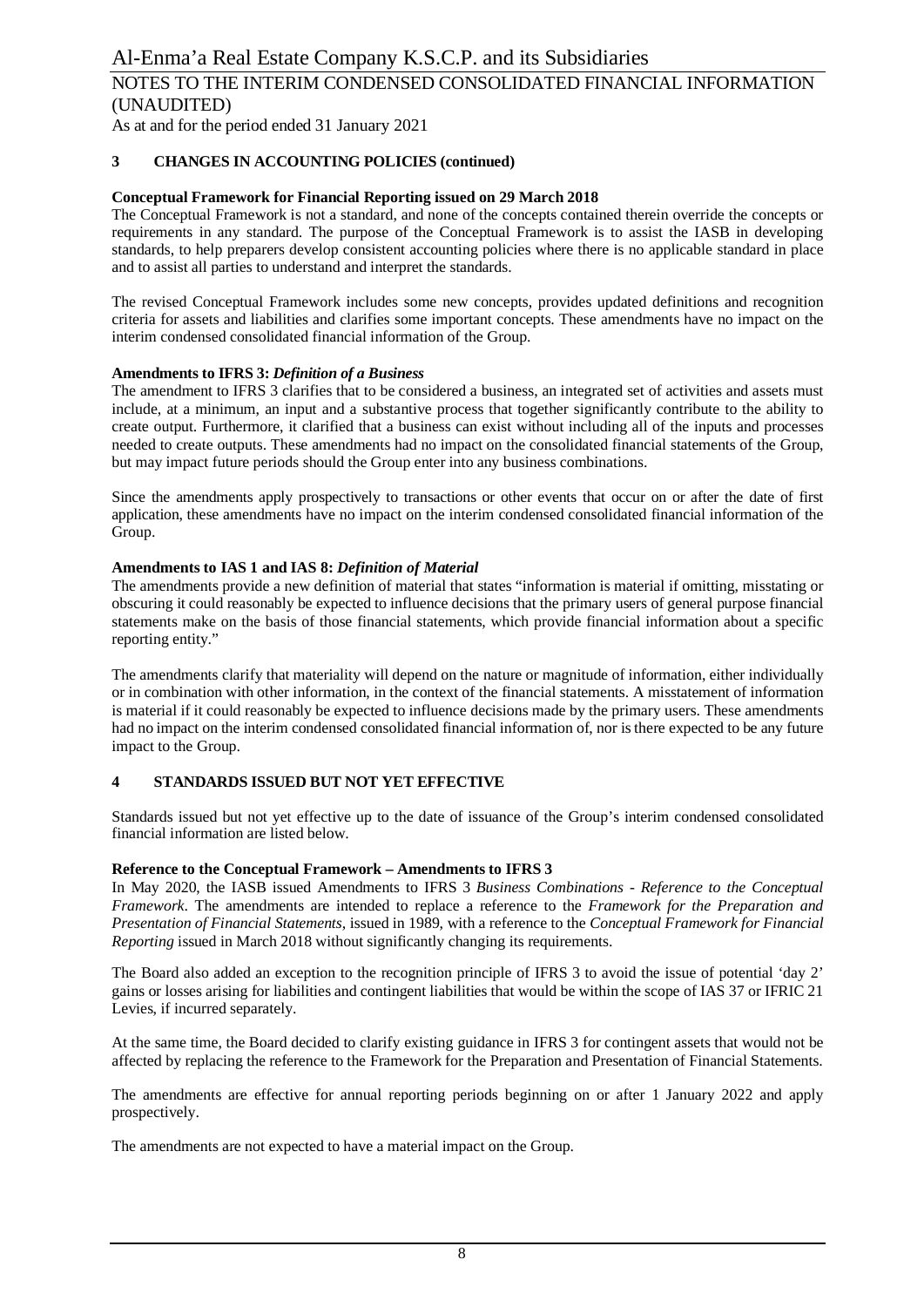## 3 CHANGES IN ACCOUNTING POLICIES (continued)

**Conceptual Framework for Financial Reporting issued on 29 March 2018**

The Conceptual Framework is not a standard, and none of the concepts contained therein override the concepts or requirements in any standard. The purpose of the Conceptual Framework is to assist the IASB in developing standards, to help preparers develop consistent accounting policies where there is no applicable standard in place and to assist all parties to understand and interpret the standards.

The revised Conceptual Framework includes some new concepts, provides updated definitions and recognition criteria for assets and liabilities and clarifies some important concepts. These amendments have no impact on the interim condensed consolidated financial information of the Group.

**Amendments to IFRS 3: *Definition of a Business***

The amendment to IFRS 3 clarifies that to be considered a business, an integrated set of activities and assets must include, at a minimum, an input and a substantive process that together significantly contribute to the ability to create output. Furthermore, it clarified that a business can exist without including all of the inputs and processes needed to create outputs. These amendments had no impact on the consolidated financial statements of the Group, but may impact future periods should the Group enter into any business combinations.

Since the amendments apply prospectively to transactions or other events that occur on or after the date of first application, these amendments have no impact on the interim condensed consolidated financial information of the Group.

**Amendments to IAS 1 and IAS 8: *Definition of Material***

The amendments provide a new definition of material that states "information is material if omitting, misstating or obscuring it could reasonably be expected to influence decisions that the primary users of general purpose financial statements make on the basis of those financial statements, which provide financial information about a specific reporting entity."

The amendments clarify that materiality will depend on the nature or magnitude of information, either individually or in combination with other information, in the context of the financial statements. A misstatement of information is material if it could reasonably be expected to influence decisions made by the primary users. These amendments had no impact on the interim condensed consolidated financial information of, nor is there expected to be any future impact to the Group.

## 4 STANDARDS ISSUED BUT NOT YET EFFECTIVE

Standards issued but not yet effective up to the date of issuance of the Group's interim condensed consolidated financial information are listed below.

**Reference to the Conceptual Framework – Amendments to IFRS 3**

In May 2020, the IASB issued Amendments to IFRS 3 *Business Combinations - Reference to the Conceptual Framework*. The amendments are intended to replace a reference to the *Framework for the Preparation and Presentation of Financial Statements*, issued in 1989, with a reference to the *Conceptual Framework for Financial Reporting* issued in March 2018 without significantly changing its requirements.

The Board also added an exception to the recognition principle of IFRS 3 to avoid the issue of potential 'day 2' gains or losses arising for liabilities and contingent liabilities that would be within the scope of IAS 37 or IFRIC 21 Levies, if incurred separately.

At the same time, the Board decided to clarify existing guidance in IFRS 3 for contingent assets that would not be affected by replacing the reference to the Framework for the Preparation and Presentation of Financial Statements.

The amendments are effective for annual reporting periods beginning on or after 1 January 2022 and apply prospectively.

The amendments are not expected to have a material impact on the Group.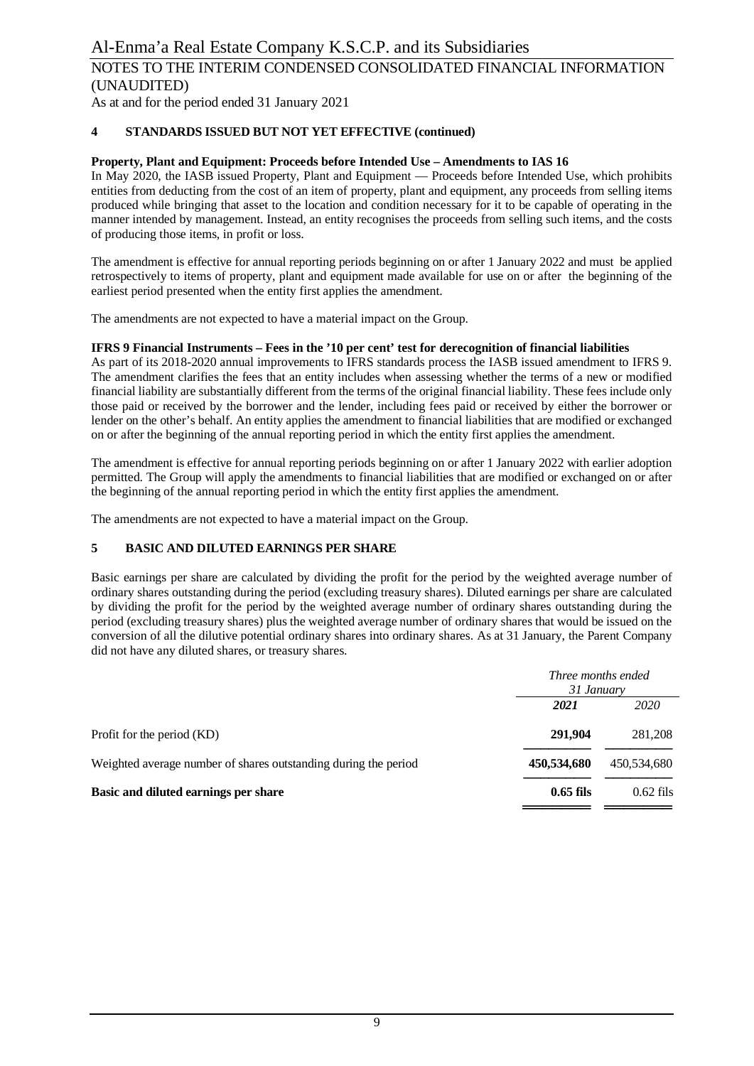## 4 STANDARDS ISSUED BUT NOT YET EFFECTIVE (continued)

**Property, Plant and Equipment: Proceeds before Intended Use – Amendments to IAS 16**

In May 2020, the IASB issued Property, Plant and Equipment — Proceeds before Intended Use, which prohibits entities from deducting from the cost of an item of property, plant and equipment, any proceeds from selling items produced while bringing that asset to the location and condition necessary for it to be capable of operating in the manner intended by management. Instead, an entity recognises the proceeds from selling such items, and the costs of producing those items, in profit or loss.

The amendment is effective for annual reporting periods beginning on or after 1 January 2022 and must be applied retrospectively to items of property, plant and equipment made available for use on or after the beginning of the earliest period presented when the entity first applies the amendment.

The amendments are not expected to have a material impact on the Group.

**IFRS 9 Financial Instruments – Fees in the '10 per cent' test for derecognition of financial liabilities**

As part of its 2018-2020 annual improvements to IFRS standards process the IASB issued amendment to IFRS 9. The amendment clarifies the fees that an entity includes when assessing whether the terms of a new or modified financial liability are substantially different from the terms of the original financial liability. These fees include only those paid or received by the borrower and the lender, including fees paid or received by either the borrower or lender on the other's behalf. An entity applies the amendment to financial liabilities that are modified or exchanged on or after the beginning of the annual reporting period in which the entity first applies the amendment.

The amendment is effective for annual reporting periods beginning on or after 1 January 2022 with earlier adoption permitted. The Group will apply the amendments to financial liabilities that are modified or exchanged on or after the beginning of the annual reporting period in which the entity first applies the amendment.

The amendments are not expected to have a material impact on the Group.

## 5 BASIC AND DILUTED EARNINGS PER SHARE

Basic earnings per share are calculated by dividing the profit for the period by the weighted average number of ordinary shares outstanding during the period (excluding treasury shares). Diluted earnings per share are calculated by dividing the profit for the period by the weighted average number of ordinary shares outstanding during the period (excluding treasury shares) plus the weighted average number of ordinary shares that would be issued on the conversion of all the dilutive potential ordinary shares into ordinary shares. As at 31 January, the Parent Company did not have any diluted shares, or treasury shares.

| | *Three months ended 31 January* | |
|---|---|---|
| | ***2021*** | *2020* |
| Profit for the period (KD) | **291,904** | 281,208 |
| Weighted average number of shares outstanding during the period | **450,534,680** | 450,534,680 |
| **Basic and diluted earnings per share** | **0.65 fils** | 0.62 fils |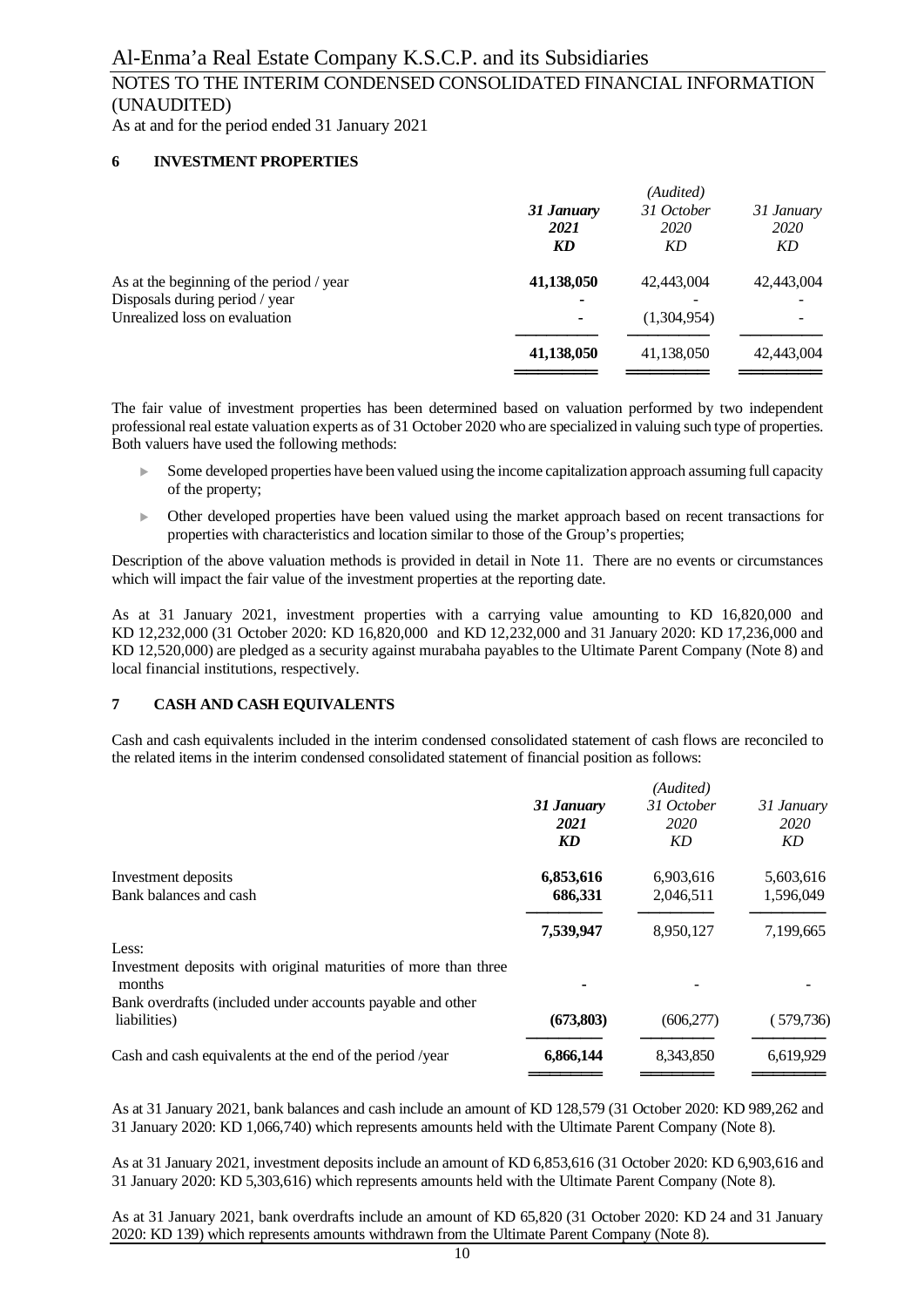## 6 INVESTMENT PROPERTIES

| | 31 January 2021 KD | (Audited) 31 October 2020 KD | 31 January 2020 KD |
|---|---|---|---|
| As at the beginning of the period / year | **41,138,050** | 42,443,004 | 42,443,004 |
| Disposals during period / year | **-** | - | - |
| Unrealized loss on evaluation | **-** | (1,304,954) | - |
| | **41,138,050** | 41,138,050 | 42,443,004 |

The fair value of investment properties has been determined based on valuation performed by two independent professional real estate valuation experts as of 31 October 2020 who are specialized in valuing such type of properties. Both valuers have used the following methods:

- Some developed properties have been valued using the income capitalization approach assuming full capacity of the property;
- Other developed properties have been valued using the market approach based on recent transactions for properties with characteristics and location similar to those of the Group's properties;

Description of the above valuation methods is provided in detail in Note 11. There are no events or circumstances which will impact the fair value of the investment properties at the reporting date.

As at 31 January 2021, investment properties with a carrying value amounting to KD 16,820,000 and KD 12,232,000 (31 October 2020: KD 16,820,000 and KD 12,232,000 and 31 January 2020: KD 17,236,000 and KD 12,520,000) are pledged as a security against murabaha payables to the Ultimate Parent Company (Note 8) and local financial institutions, respectively.

## 7 CASH AND CASH EQUIVALENTS

Cash and cash equivalents included in the interim condensed consolidated statement of cash flows are reconciled to the related items in the interim condensed consolidated statement of financial position as follows:

| | 31 January 2021 KD | (Audited) 31 October 2020 KD | 31 January 2020 KD |
|---|---|---|---|
| Investment deposits | **6,853,616** | 6,903,616 | 5,603,616 |
| Bank balances and cash | **686,331** | 2,046,511 | 1,596,049 |
| | **7,539,947** | 8,950,127 | 7,199,665 |
| Less: | | | |
| Investment deposits with original maturities of more than three months | **-** | - | - |
| Bank overdrafts (included under accounts payable and other liabilities) | **(673,803)** | (606,277) | (579,736) |
| Cash and cash equivalents at the end of the period /year | **6,866,144** | 8,343,850 | 6,619,929 |

As at 31 January 2021, bank balances and cash include an amount of KD 128,579 (31 October 2020: KD 989,262 and 31 January 2020: KD 1,066,740) which represents amounts held with the Ultimate Parent Company (Note 8).

As at 31 January 2021, investment deposits include an amount of KD 6,853,616 (31 October 2020: KD 6,903,616 and 31 January 2020: KD 5,303,616) which represents amounts held with the Ultimate Parent Company (Note 8).

As at 31 January 2021, bank overdrafts include an amount of KD 65,820 (31 October 2020: KD 24 and 31 January 2020: KD 139) which represents amounts withdrawn from the Ultimate Parent Company (Note 8).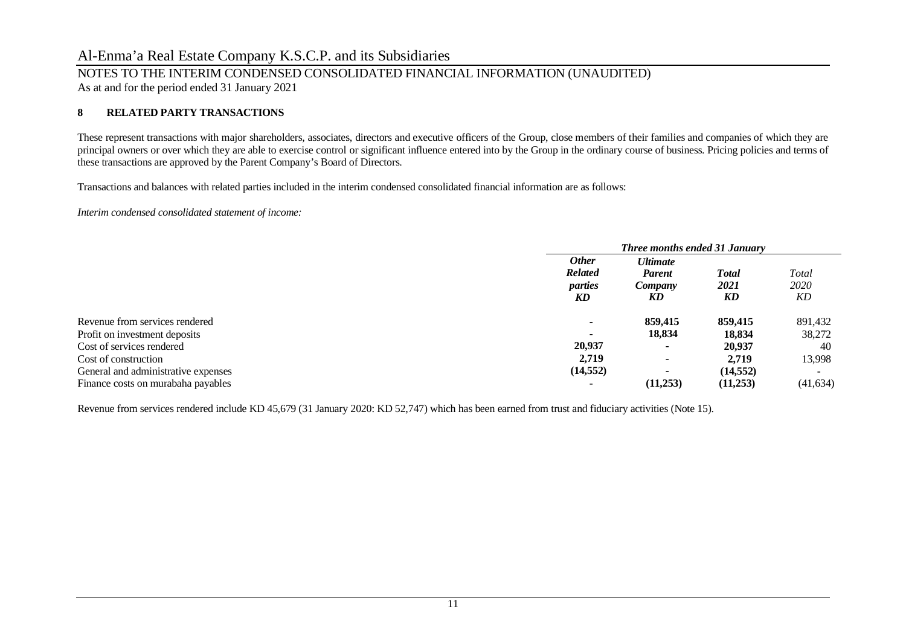# Al-Enma'a Real Estate Company K.S.C.P. and its Subsidiaries

## NOTES TO THE INTERIM CONDENSED CONSOLIDATED FINANCIAL INFORMATION (UNAUDITED)

As at and for the period ended 31 January 2021

### 8 RELATED PARTY TRANSACTIONS

These represent transactions with major shareholders, associates, directors and executive officers of the Group, close members of their families and companies of which they are principal owners or over which they are able to exercise control or significant influence entered into by the Group in the ordinary course of business. Pricing policies and terms of these transactions are approved by the Parent Company's Board of Directors.

Transactions and balances with related parties included in the interim condensed consolidated financial information are as follows:

*Interim condensed consolidated statement of income:*

| | ***Three months ended 31 January*** | | | |
|---|---|---|---|---|
| | ***Other Related parties KD*** | ***Ultimate Parent Company KD*** | ***Total 2021 KD*** | *Total 2020 KD* |
| Revenue from services rendered | - | **859,415** | **859,415** | 891,432 |
| Profit on investment deposits | - | **18,834** | **18,834** | 38,272 |
| Cost of services rendered | **20,937** | - | **20,937** | 40 |
| Cost of construction | **2,719** | - | **2,719** | 13,998 |
| General and administrative expenses | **(14,552)** | - | **(14,552)** | - |
| Finance costs on murabaha payables | - | **(11,253)** | **(11,253)** | (41,634) |

Revenue from services rendered include KD 45,679 (31 January 2020: KD 52,747) which has been earned from trust and fiduciary activities (Note 15).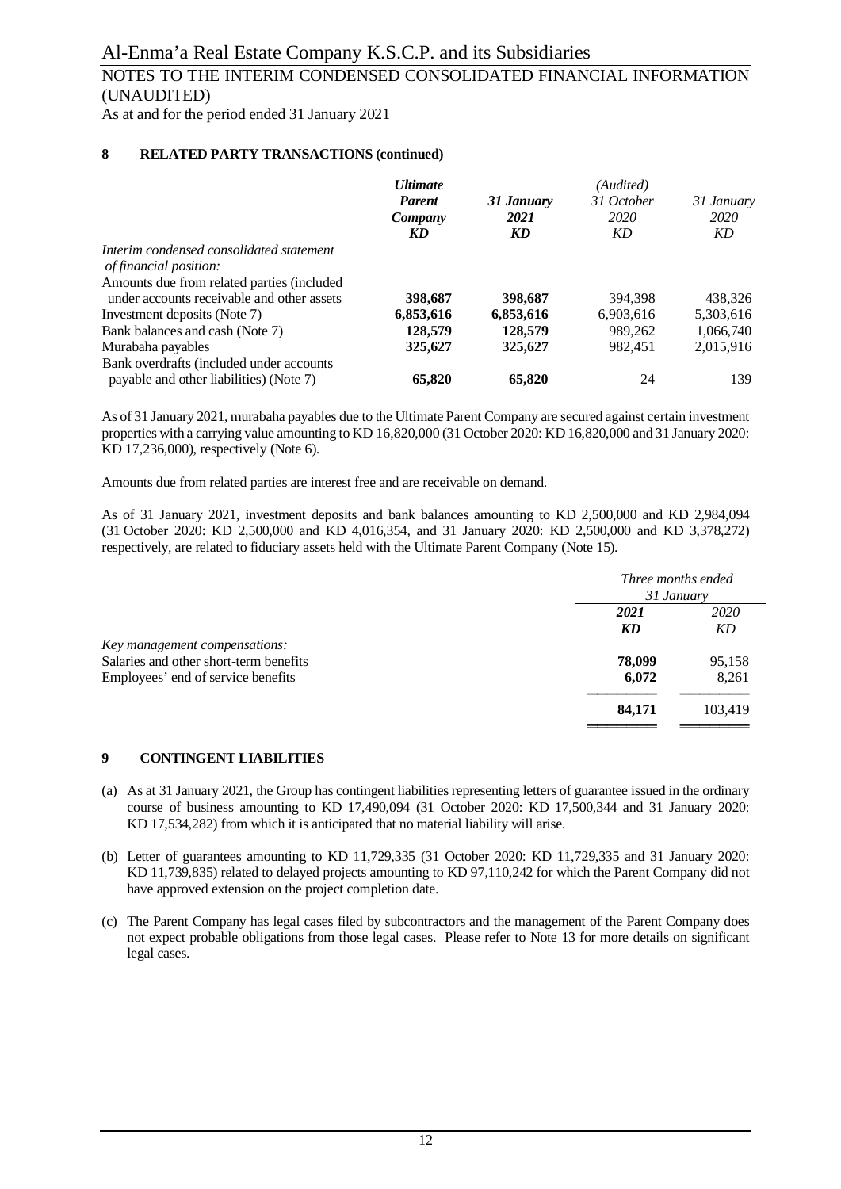## 8 RELATED PARTY TRANSACTIONS (continued)

| | *Ultimate Parent Company* KD | *31 January 2021* KD | *(Audited) 31 October 2020* KD | *31 January 2020* KD |
|---|---|---|---|---|
| *Interim condensed consolidated statement of financial position:* | | | | |
| Amounts due from related parties (included under accounts receivable and other assets | **398,687** | **398,687** | 394,398 | 438,326 |
| Investment deposits (Note 7) | **6,853,616** | **6,853,616** | 6,903,616 | 5,303,616 |
| Bank balances and cash (Note 7) | **128,579** | **128,579** | 989,262 | 1,066,740 |
| Murabaha payables | **325,627** | **325,627** | 982,451 | 2,015,916 |
| Bank overdrafts (included under accounts payable and other liabilities) (Note 7) | **65,820** | **65,820** | 24 | 139 |

As of 31 January 2021, murabaha payables due to the Ultimate Parent Company are secured against certain investment properties with a carrying value amounting to KD 16,820,000 (31 October 2020: KD 16,820,000 and 31 January 2020: KD 17,236,000), respectively (Note 6).

Amounts due from related parties are interest free and are receivable on demand.

As of 31 January 2021, investment deposits and bank balances amounting to KD 2,500,000 and KD 2,984,094 (31 October 2020: KD 2,500,000 and KD 4,016,354, and 31 January 2020: KD 2,500,000 and KD 3,378,272) respectively, are related to fiduciary assets held with the Ultimate Parent Company (Note 15).

| | *Three months ended 31 January* | |
|---|---|---|
| | ***2021*** **KD** | *2020* KD |
| *Key management compensations:* | | |
| Salaries and other short-term benefits | **78,099** | 95,158 |
| Employees' end of service benefits | **6,072** | 8,261 |
| | **84,171** | 103,419 |

## 9 CONTINGENT LIABILITIES

(a) As at 31 January 2021, the Group has contingent liabilities representing letters of guarantee issued in the ordinary course of business amounting to KD 17,490,094 (31 October 2020: KD 17,500,344 and 31 January 2020: KD 17,534,282) from which it is anticipated that no material liability will arise.

(b) Letter of guarantees amounting to KD 11,729,335 (31 October 2020: KD 11,729,335 and 31 January 2020: KD 11,739,835) related to delayed projects amounting to KD 97,110,242 for which the Parent Company did not have approved extension on the project completion date.

(c) The Parent Company has legal cases filed by subcontractors and the management of the Parent Company does not expect probable obligations from those legal cases. Please refer to Note 13 for more details on significant legal cases.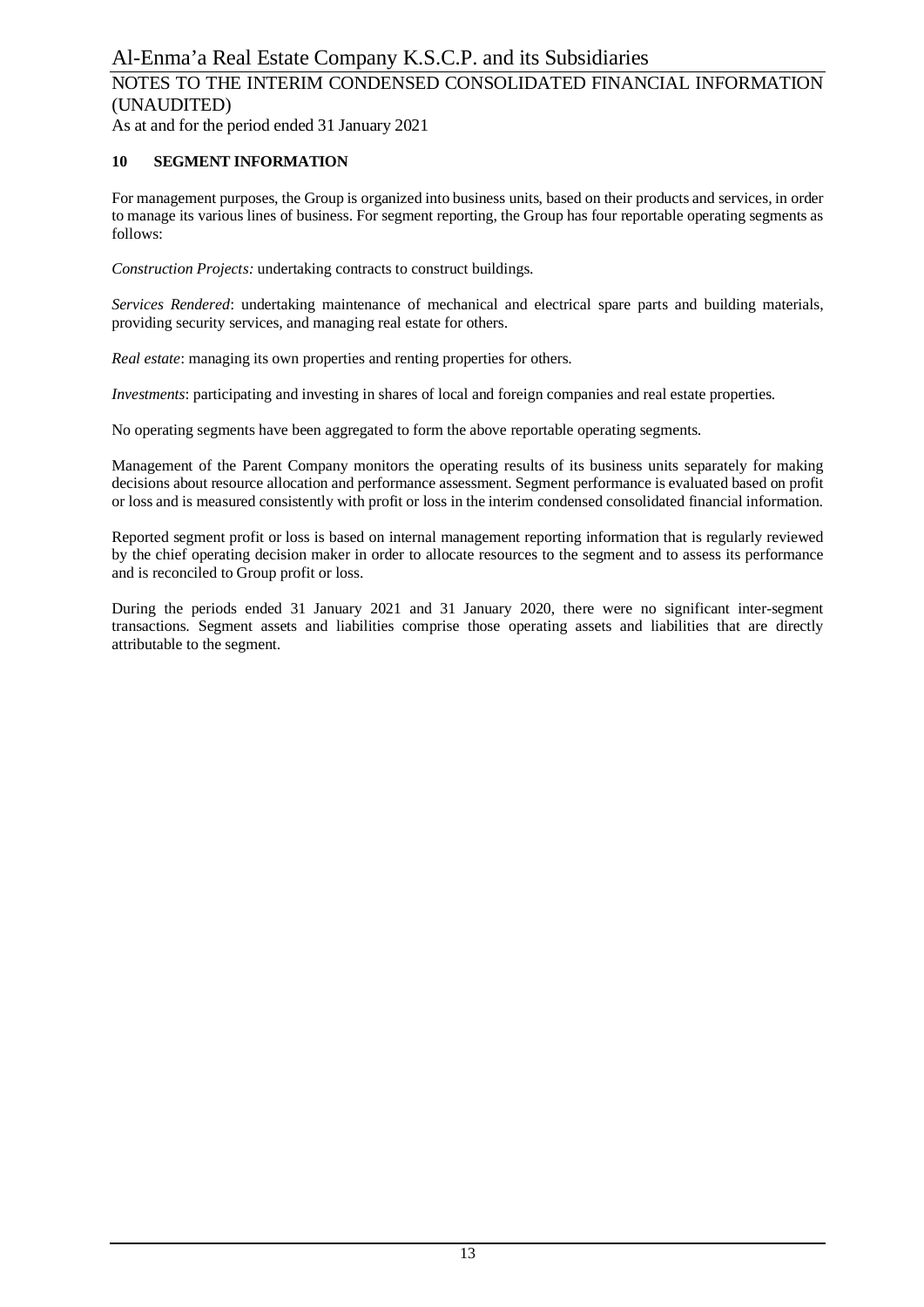## 10 SEGMENT INFORMATION

For management purposes, the Group is organized into business units, based on their products and services, in order to manage its various lines of business. For segment reporting, the Group has four reportable operating segments as follows:

*Construction Projects:* undertaking contracts to construct buildings.

*Services Rendered*: undertaking maintenance of mechanical and electrical spare parts and building materials, providing security services, and managing real estate for others.

*Real estate*: managing its own properties and renting properties for others.

*Investments*: participating and investing in shares of local and foreign companies and real estate properties.

No operating segments have been aggregated to form the above reportable operating segments.

Management of the Parent Company monitors the operating results of its business units separately for making decisions about resource allocation and performance assessment. Segment performance is evaluated based on profit or loss and is measured consistently with profit or loss in the interim condensed consolidated financial information.

Reported segment profit or loss is based on internal management reporting information that is regularly reviewed by the chief operating decision maker in order to allocate resources to the segment and to assess its performance and is reconciled to Group profit or loss.

During the periods ended 31 January 2021 and 31 January 2020, there were no significant inter-segment transactions. Segment assets and liabilities comprise those operating assets and liabilities that are directly attributable to the segment.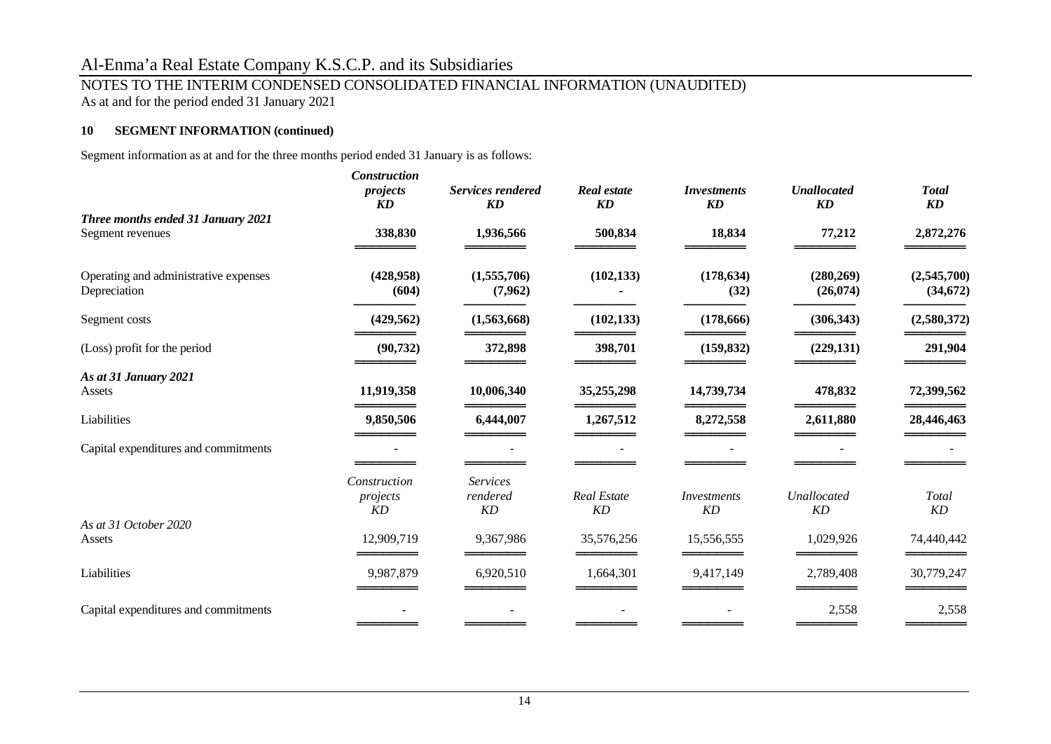## 10 SEGMENT INFORMATION (continued)

Segment information as at and for the three months period ended 31 January is as follows:

| | ***Construction projects KD*** | ***Services rendered KD*** | ***Real estate KD*** | ***Investments KD*** | ***Unallocated KD*** | ***Total KD*** |
|---|---|---|---|---|---|---|
| ***Three months ended 31 January 2021*** | | | | | | |
| Segment revenues | **338,830** | **1,936,566** | **500,834** | **18,834** | **77,212** | **2,872,276** |
| Operating and administrative expenses | **(428,958)** | **(1,555,706)** | **(102,133)** | **(178,634)** | **(280,269)** | **(2,545,700)** |
| Depreciation | **(604)** | **(7,962)** | **-** | **(32)** | **(26,074)** | **(34,672)** |
| Segment costs | **(429,562)** | **(1,563,668)** | **(102,133)** | **(178,666)** | **(306,343)** | **(2,580,372)** |
| (Loss) profit for the period | **(90,732)** | **372,898** | **398,701** | **(159,832)** | **(229,131)** | **291,904** |
| ***As at 31 January 2021*** | | | | | | |
| Assets | **11,919,358** | **10,006,340** | **35,255,298** | **14,739,734** | **478,832** | **72,399,562** |
| Liabilities | **9,850,506** | **6,444,007** | **1,267,512** | **8,272,558** | **2,611,880** | **28,446,463** |
| Capital expenditures and commitments | - | - | - | - | - | - |

| | *Construction projects KD* | *Services rendered KD* | *Real Estate KD* | *Investments KD* | *Unallocated KD* | *Total KD* |
|---|---|---|---|---|---|---|
| *As at 31 October 2020* | | | | | | |
| Assets | 12,909,719 | 9,367,986 | 35,576,256 | 15,556,555 | 1,029,926 | 74,440,442 |
| Liabilities | 9,987,879 | 6,920,510 | 1,664,301 | 9,417,149 | 2,789,408 | 30,779,247 |
| Capital expenditures and commitments | - | - | - | - | 2,558 | 2,558 |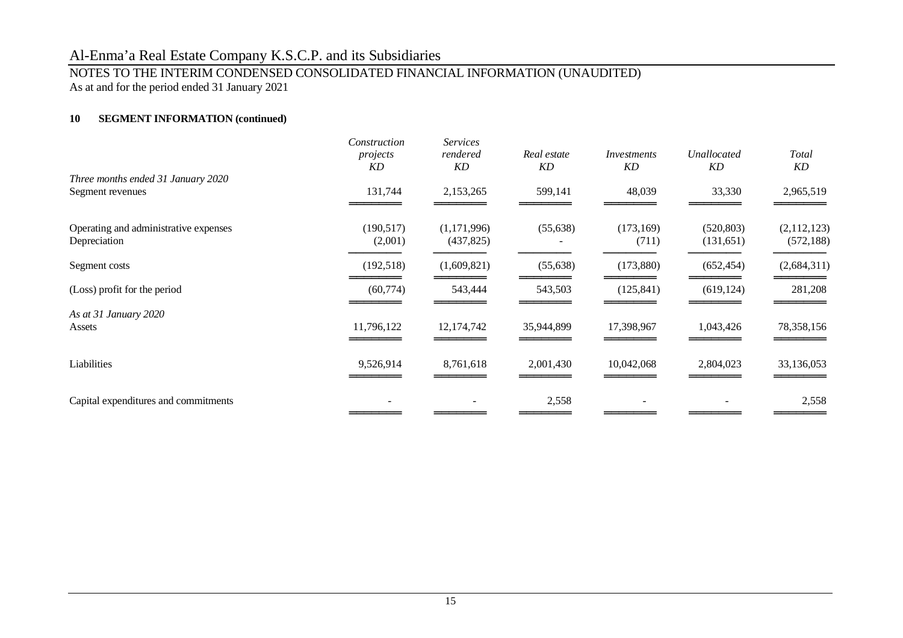Al-Enma'a Real Estate Company K.S.C.P. and its Subsidiaries

NOTES TO THE INTERIM CONDENSED CONSOLIDATED FINANCIAL INFORMATION (UNAUDITED)
As at and for the period ended 31 January 2021

### 10 SEGMENT INFORMATION (continued)

| | *Construction projects KD* | *Services rendered KD* | *Real estate KD* | *Investments KD* | *Unallocated KD* | *Total KD* |
|---|---|---|---|---|---|---|
| *Three months ended 31 January 2020* | | | | | | |
| Segment revenues | 131,744 | 2,153,265 | 599,141 | 48,039 | 33,330 | 2,965,519 |
| Operating and administrative expenses | (190,517) | (1,171,996) | (55,638) | (173,169) | (520,803) | (2,112,123) |
| Depreciation | (2,001) | (437,825) | - | (711) | (131,651) | (572,188) |
| Segment costs | (192,518) | (1,609,821) | (55,638) | (173,880) | (652,454) | (2,684,311) |
| (Loss) profit for the period | (60,774) | 543,444 | 543,503 | (125,841) | (619,124) | 281,208 |
| *As at 31 January 2020* | | | | | | |
| Assets | 11,796,122 | 12,174,742 | 35,944,899 | 17,398,967 | 1,043,426 | 78,358,156 |
| Liabilities | 9,526,914 | 8,761,618 | 2,001,430 | 10,042,068 | 2,804,023 | 33,136,053 |
| Capital expenditures and commitments | - | - | 2,558 | - | - | 2,558 |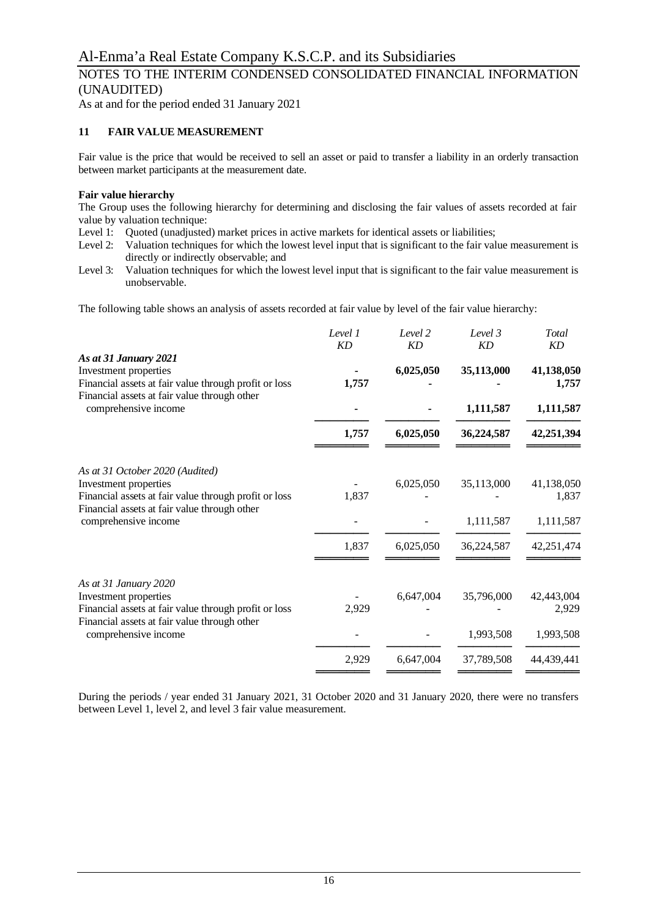# Al-Enma'a Real Estate Company K.S.C.P. and its Subsidiaries

## NOTES TO THE INTERIM CONDENSED CONSOLIDATED FINANCIAL INFORMATION (UNAUDITED)

As at and for the period ended 31 January 2021

### 11 FAIR VALUE MEASUREMENT

Fair value is the price that would be received to sell an asset or paid to transfer a liability in an orderly transaction between market participants at the measurement date.

**Fair value hierarchy**

The Group uses the following hierarchy for determining and disclosing the fair values of assets recorded at fair value by valuation technique:

Level 1: Quoted (unadjusted) market prices in active markets for identical assets or liabilities;

Level 2: Valuation techniques for which the lowest level input that is significant to the fair value measurement is directly or indirectly observable; and

Level 3: Valuation techniques for which the lowest level input that is significant to the fair value measurement is unobservable.

The following table shows an analysis of assets recorded at fair value by level of the fair value hierarchy:

| | *Level 1* *KD* | *Level 2* *KD* | *Level 3* *KD* | *Total* *KD* |
|---|---|---|---|---|
| ***As at 31 January 2021*** | | | | |
| Investment properties | **-** | **6,025,050** | **35,113,000** | **41,138,050** |
| Financial assets at fair value through profit or loss | **1,757** | **-** | **-** | **1,757** |
| Financial assets at fair value through other comprehensive income | **-** | **-** | **1,111,587** | **1,111,587** |
| | **1,757** | **6,025,050** | **36,224,587** | **42,251,394** |
| *As at 31 October 2020 (Audited)* | | | | |
| Investment properties | - | 6,025,050 | 35,113,000 | 41,138,050 |
| Financial assets at fair value through profit or loss | 1,837 | - | - | 1,837 |
| Financial assets at fair value through other comprehensive income | - | - | 1,111,587 | 1,111,587 |
| | 1,837 | 6,025,050 | 36,224,587 | 42,251,474 |
| *As at 31 January 2020* | | | | |
| Investment properties | - | 6,647,004 | 35,796,000 | 42,443,004 |
| Financial assets at fair value through profit or loss | 2,929 | - | - | 2,929 |
| Financial assets at fair value through other comprehensive income | - | - | 1,993,508 | 1,993,508 |
| | 2,929 | 6,647,004 | 37,789,508 | 44,439,441 |

During the periods / year ended 31 January 2021, 31 October 2020 and 31 January 2020, there were no transfers between Level 1, level 2, and level 3 fair value measurement.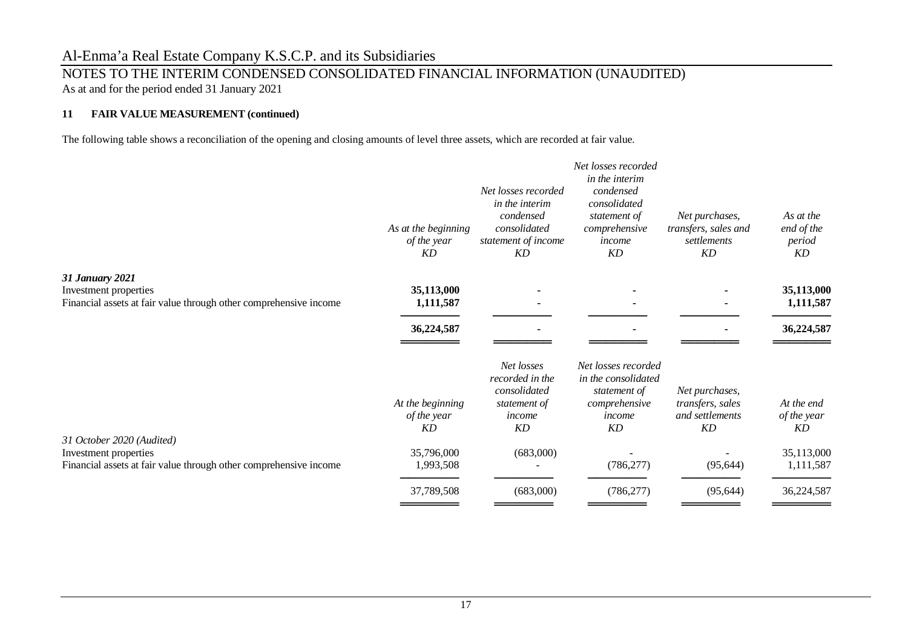## 11 FAIR VALUE MEASUREMENT (continued)

The following table shows a reconciliation of the opening and closing amounts of level three assets, which are recorded at fair value.

| | *As at the beginning of the year* *KD* | *Net losses recorded in the interim condensed consolidated statement of income* *KD* | *Net losses recorded in the interim condensed consolidated statement of comprehensive income* *KD* | *Net purchases, transfers, sales and settlements* *KD* | *As at the end of the period* *KD* |
|---|---|---|---|---|---|
| ***31 January 2021*** | | | | | |
| Investment properties | **35,113,000** | **-** | **-** | **-** | **35,113,000** |
| Financial assets at fair value through other comprehensive income | **1,111,587** | **-** | **-** | **-** | **1,111,587** |
| | **36,224,587** | **-** | **-** | **-** | **36,224,587** |

| | *At the beginning of the year* *KD* | *Net losses recorded in the consolidated statement of income* *KD* | *Net losses recorded in the consolidated statement of comprehensive income* *KD* | *Net purchases, transfers, sales and settlements* *KD* | *At the end of the year* *KD* |
|---|---|---|---|---|---|
| *31 October 2020 (Audited)* | | | | | |
| Investment properties | 35,796,000 | (683,000) | - | - | 35,113,000 |
| Financial assets at fair value through other comprehensive income | 1,993,508 | - | (786,277) | (95,644) | 1,111,587 |
| | 37,789,508 | (683,000) | (786,277) | (95,644) | 36,224,587 |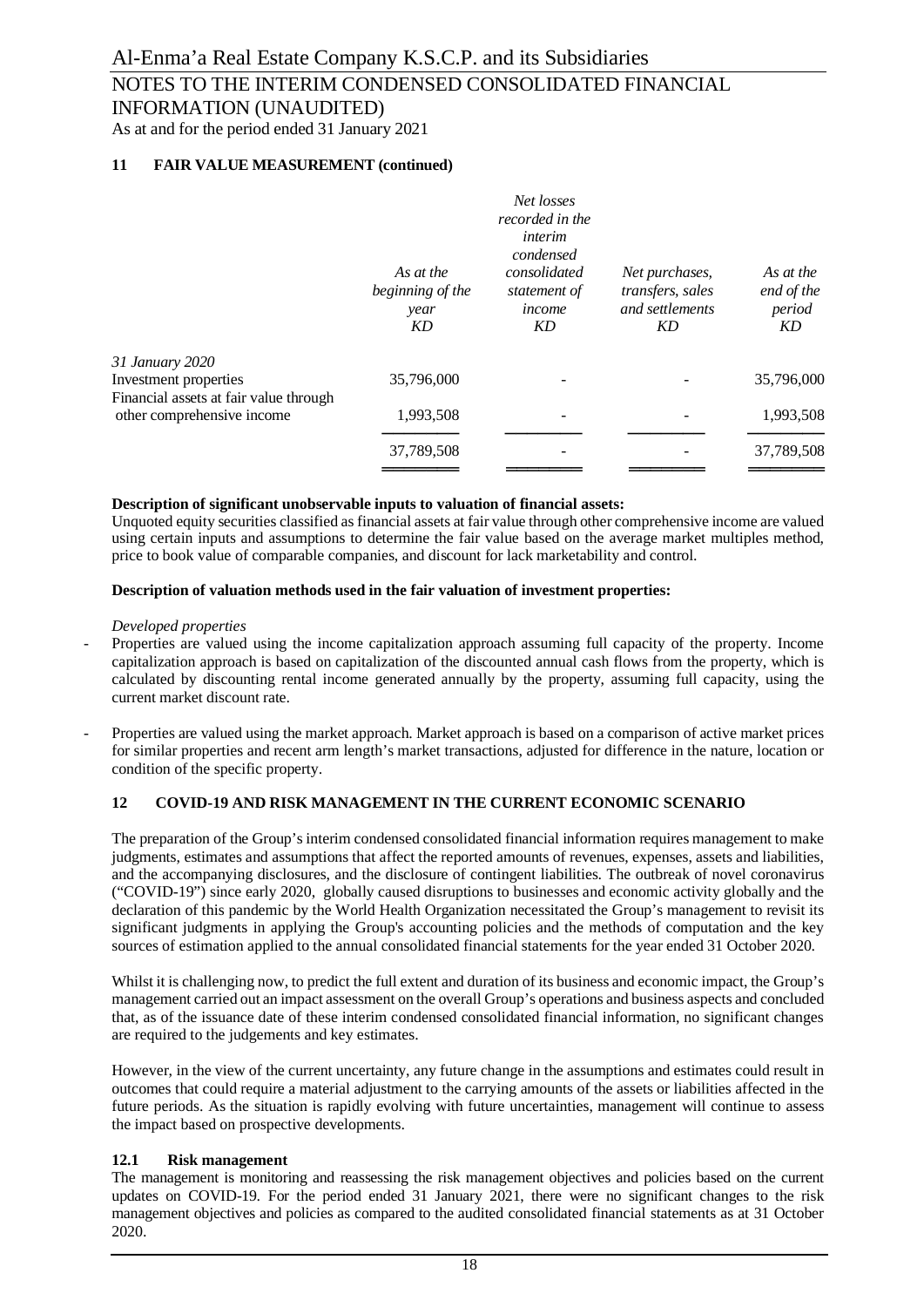### 11 FAIR VALUE MEASUREMENT (continued)

| | *As at the beginning of the year* *KD* | *Net losses recorded in the interim condensed consolidated statement of income* *KD* | *Net purchases, transfers, sales and settlements* *KD* | *As at the end of the period* *KD* |
|---|---|---|---|---|
| *31 January 2020* | | | | |
| Investment properties | 35,796,000 | - | - | 35,796,000 |
| Financial assets at fair value through other comprehensive income | 1,993,508 | - | - | 1,993,508 |
| | 37,789,508 | - | - | 37,789,508 |

**Description of significant unobservable inputs to valuation of financial assets:**

Unquoted equity securities classified as financial assets at fair value through other comprehensive income are valued using certain inputs and assumptions to determine the fair value based on the average market multiples method, price to book value of comparable companies, and discount for lack marketability and control.

**Description of valuation methods used in the fair valuation of investment properties:**

*Developed properties*

- Properties are valued using the income capitalization approach assuming full capacity of the property. Income capitalization approach is based on capitalization of the discounted annual cash flows from the property, which is calculated by discounting rental income generated annually by the property, assuming full capacity, using the current market discount rate.
- Properties are valued using the market approach. Market approach is based on a comparison of active market prices for similar properties and recent arm length's market transactions, adjusted for difference in the nature, location or condition of the specific property.

### 12 COVID-19 AND RISK MANAGEMENT IN THE CURRENT ECONOMIC SCENARIO

The preparation of the Group's interim condensed consolidated financial information requires management to make judgments, estimates and assumptions that affect the reported amounts of revenues, expenses, assets and liabilities, and the accompanying disclosures, and the disclosure of contingent liabilities. The outbreak of novel coronavirus ("COVID-19") since early 2020, globally caused disruptions to businesses and economic activity globally and the declaration of this pandemic by the World Health Organization necessitated the Group's management to revisit its significant judgments in applying the Group's accounting policies and the methods of computation and the key sources of estimation applied to the annual consolidated financial statements for the year ended 31 October 2020.

Whilst it is challenging now, to predict the full extent and duration of its business and economic impact, the Group's management carried out an impact assessment on the overall Group's operations and business aspects and concluded that, as of the issuance date of these interim condensed consolidated financial information, no significant changes are required to the judgements and key estimates.

However, in the view of the current uncertainty, any future change in the assumptions and estimates could result in outcomes that could require a material adjustment to the carrying amounts of the assets or liabilities affected in the future periods. As the situation is rapidly evolving with future uncertainties, management will continue to assess the impact based on prospective developments.

#### 12.1 Risk management

The management is monitoring and reassessing the risk management objectives and policies based on the current updates on COVID-19. For the period ended 31 January 2021, there were no significant changes to the risk management objectives and policies as compared to the audited consolidated financial statements as at 31 October 2020.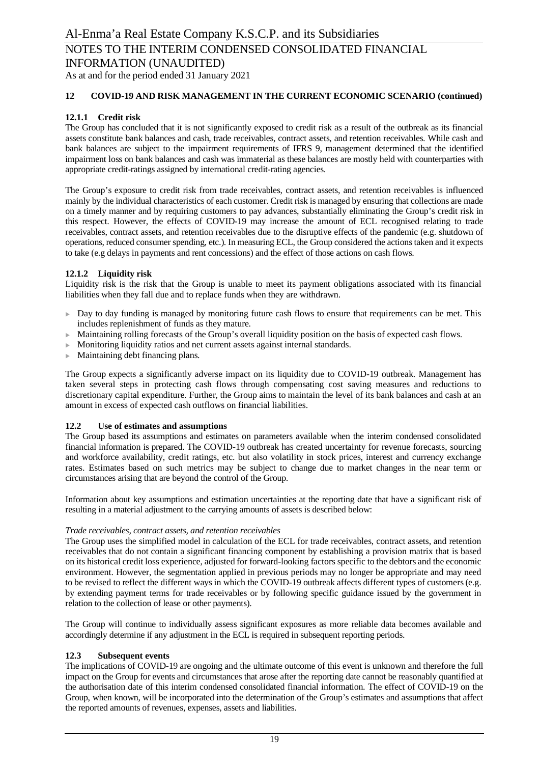## 12 COVID-19 AND RISK MANAGEMENT IN THE CURRENT ECONOMIC SCENARIO (continued)

### 12.1.1 Credit risk

The Group has concluded that it is not significantly exposed to credit risk as a result of the outbreak as its financial assets constitute bank balances and cash, trade receivables, contract assets, and retention receivables. While cash and bank balances are subject to the impairment requirements of IFRS 9, management determined that the identified impairment loss on bank balances and cash was immaterial as these balances are mostly held with counterparties with appropriate credit-ratings assigned by international credit-rating agencies.

The Group's exposure to credit risk from trade receivables, contract assets, and retention receivables is influenced mainly by the individual characteristics of each customer. Credit risk is managed by ensuring that collections are made on a timely manner and by requiring customers to pay advances, substantially eliminating the Group's credit risk in this respect. However, the effects of COVID-19 may increase the amount of ECL recognised relating to trade receivables, contract assets, and retention receivables due to the disruptive effects of the pandemic (e.g. shutdown of operations, reduced consumer spending, etc.). In measuring ECL, the Group considered the actions taken and it expects to take (e.g delays in payments and rent concessions) and the effect of those actions on cash flows.

### 12.1.2 Liquidity risk

Liquidity risk is the risk that the Group is unable to meet its payment obligations associated with its financial liabilities when they fall due and to replace funds when they are withdrawn.

- Day to day funding is managed by monitoring future cash flows to ensure that requirements can be met. This includes replenishment of funds as they mature.
- Maintaining rolling forecasts of the Group's overall liquidity position on the basis of expected cash flows.
- Monitoring liquidity ratios and net current assets against internal standards.
- Maintaining debt financing plans.

The Group expects a significantly adverse impact on its liquidity due to COVID-19 outbreak. Management has taken several steps in protecting cash flows through compensating cost saving measures and reductions to discretionary capital expenditure. Further, the Group aims to maintain the level of its bank balances and cash at an amount in excess of expected cash outflows on financial liabilities.

### 12.2 Use of estimates and assumptions

The Group based its assumptions and estimates on parameters available when the interim condensed consolidated financial information is prepared. The COVID-19 outbreak has created uncertainty for revenue forecasts, sourcing and workforce availability, credit ratings, etc. but also volatility in stock prices, interest and currency exchange rates. Estimates based on such metrics may be subject to change due to market changes in the near term or circumstances arising that are beyond the control of the Group.

Information about key assumptions and estimation uncertainties at the reporting date that have a significant risk of resulting in a material adjustment to the carrying amounts of assets is described below:

*Trade receivables, contract assets, and retention receivables*

The Group uses the simplified model in calculation of the ECL for trade receivables, contract assets, and retention receivables that do not contain a significant financing component by establishing a provision matrix that is based on its historical credit loss experience, adjusted for forward-looking factors specific to the debtors and the economic environment. However, the segmentation applied in previous periods may no longer be appropriate and may need to be revised to reflect the different ways in which the COVID-19 outbreak affects different types of customers (e.g. by extending payment terms for trade receivables or by following specific guidance issued by the government in relation to the collection of lease or other payments).

The Group will continue to individually assess significant exposures as more reliable data becomes available and accordingly determine if any adjustment in the ECL is required in subsequent reporting periods.

### 12.3 Subsequent events

The implications of COVID-19 are ongoing and the ultimate outcome of this event is unknown and therefore the full impact on the Group for events and circumstances that arose after the reporting date cannot be reasonably quantified at the authorisation date of this interim condensed consolidated financial information. The effect of COVID-19 on the Group, when known, will be incorporated into the determination of the Group's estimates and assumptions that affect the reported amounts of revenues, expenses, assets and liabilities.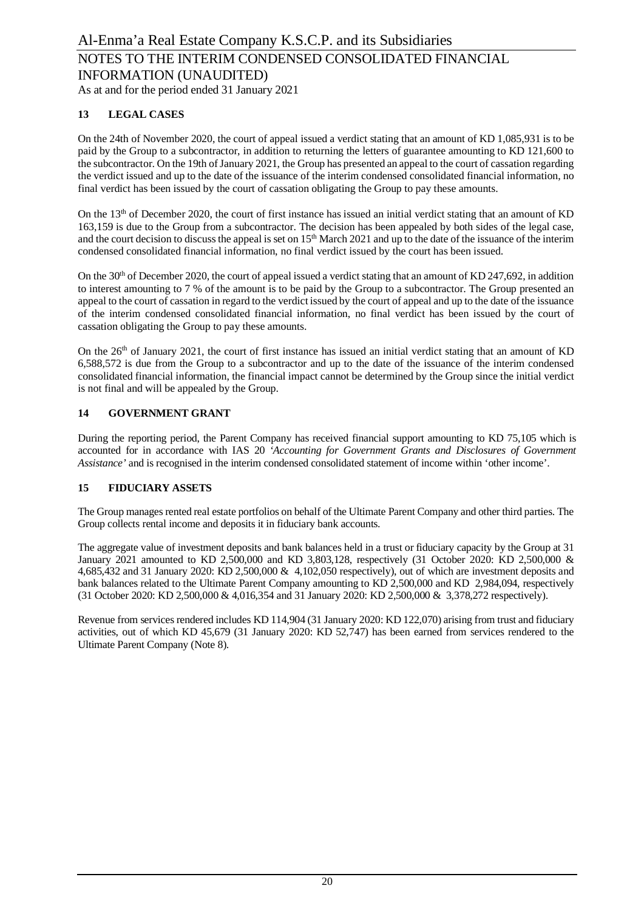## 13 LEGAL CASES

On the 24th of November 2020, the court of appeal issued a verdict stating that an amount of KD 1,085,931 is to be paid by the Group to a subcontractor, in addition to returning the letters of guarantee amounting to KD 121,600 to the subcontractor. On the 19th of January 2021, the Group has presented an appeal to the court of cassation regarding the verdict issued and up to the date of the issuance of the interim condensed consolidated financial information, no final verdict has been issued by the court of cassation obligating the Group to pay these amounts.

On the 13th of December 2020, the court of first instance has issued an initial verdict stating that an amount of KD 163,159 is due to the Group from a subcontractor. The decision has been appealed by both sides of the legal case, and the court decision to discuss the appeal is set on 15th March 2021 and up to the date of the issuance of the interim condensed consolidated financial information, no final verdict issued by the court has been issued.

On the 30th of December 2020, the court of appeal issued a verdict stating that an amount of KD 247,692, in addition to interest amounting to 7 % of the amount is to be paid by the Group to a subcontractor. The Group presented an appeal to the court of cassation in regard to the verdict issued by the court of appeal and up to the date of the issuance of the interim condensed consolidated financial information, no final verdict has been issued by the court of cassation obligating the Group to pay these amounts.

On the 26th of January 2021, the court of first instance has issued an initial verdict stating that an amount of KD 6,588,572 is due from the Group to a subcontractor and up to the date of the issuance of the interim condensed consolidated financial information, the financial impact cannot be determined by the Group since the initial verdict is not final and will be appealed by the Group.

## 14 GOVERNMENT GRANT

During the reporting period, the Parent Company has received financial support amounting to KD 75,105 which is accounted for in accordance with IAS 20 *'Accounting for Government Grants and Disclosures of Government Assistance'* and is recognised in the interim condensed consolidated statement of income within 'other income'.

## 15 FIDUCIARY ASSETS

The Group manages rented real estate portfolios on behalf of the Ultimate Parent Company and other third parties. The Group collects rental income and deposits it in fiduciary bank accounts.

The aggregate value of investment deposits and bank balances held in a trust or fiduciary capacity by the Group at 31 January 2021 amounted to KD 2,500,000 and KD 3,803,128, respectively (31 October 2020: KD 2,500,000 & 4,685,432 and 31 January 2020: KD 2,500,000 & 4,102,050 respectively), out of which are investment deposits and bank balances related to the Ultimate Parent Company amounting to KD 2,500,000 and KD 2,984,094, respectively (31 October 2020: KD 2,500,000 & 4,016,354 and 31 January 2020: KD 2,500,000 & 3,378,272 respectively).

Revenue from services rendered includes KD 114,904 (31 January 2020: KD 122,070) arising from trust and fiduciary activities, out of which KD 45,679 (31 January 2020: KD 52,747) has been earned from services rendered to the Ultimate Parent Company (Note 8).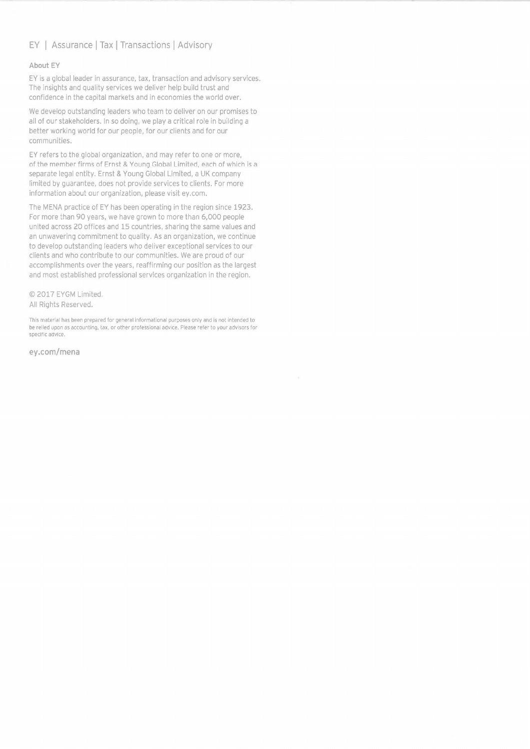EY | Assurance | Tax | Transactions | Advisory

## About EY

EY is a global leader in assurance, tax, transaction and advisory services. The insights and quality services we deliver help build trust and confidence in the capital markets and in economies the world over.

We develop outstanding leaders who team to deliver on our promises to all of our stakeholders. In so doing, we play a critical role in building a better working world for our people, for our clients and for our communities.

EY refers to the global organization, and may refer to one or more, of the member firms of Ernst & Young Global Limited, each of which is a separate legal entity. Ernst & Young Global Limited, a UK company limited by guarantee, does not provide services to clients. For more information about our organization, please visit ey.com.

The MENA practice of EY has been operating in the region since 1923. For more than 90 years, we have grown to more than 6,000 people united across 20 offices and 15 countries, sharing the same values and an unwavering commitment to quality. As an organization, we continue to develop outstanding leaders who deliver exceptional services to our clients and who contribute to our communities. We are proud of our accomplishments over the years, reaffirming our position as the largest and most established professional services organization in the region.

© 2017 EYGM Limited.
All Rights Reserved.

This material has been prepared for general informational purposes only and is not intended to be relied upon as accounting, tax, or other professional advice. Please refer to your advisors for specific advice.

ey.com/mena